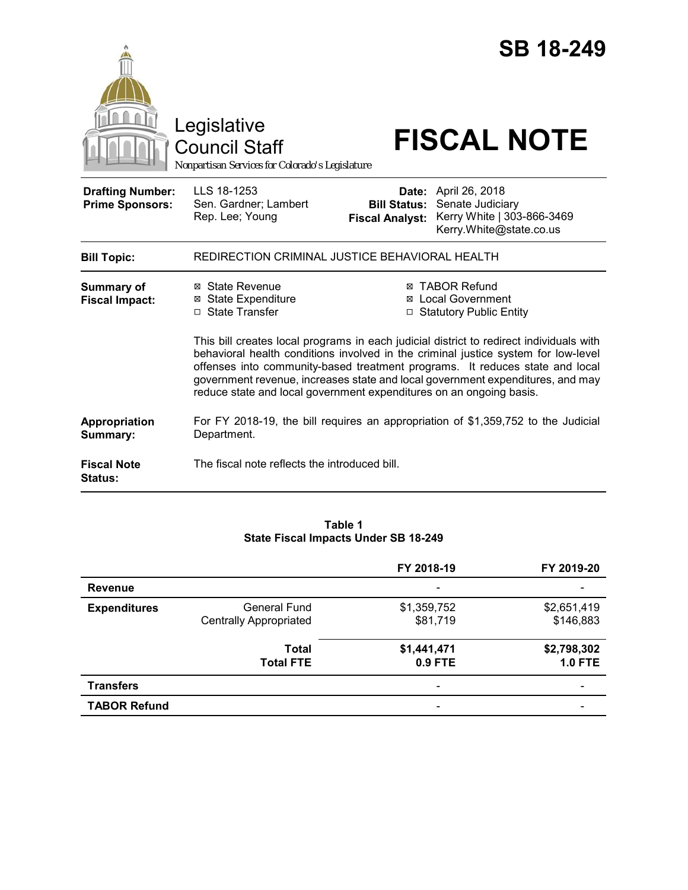# SB 18-249

Legislative Council Staff

*Nonpartisan Services for Colorado's Legislature*

# FISCAL NOTE

| | | | |
|---|---|---|---|
| **Drafting Number:** | LLS 18-1253 | **Date:** | April 26, 2018 |
| **Prime Sponsors:** | Sen. Gardner; Lambert<br>Rep. Lee; Young | **Bill Status:** | Senate Judiciary |
| | | **Fiscal Analyst:** | Kerry White \| 303-866-3469<br>Kerry.White@state.co.us |

**Bill Topic:** REDIRECTION CRIMINAL JUSTICE BEHAVIORAL HEALTH

**Summary of Fiscal Impact:**

- ☒ State Revenue
- ☒ State Expenditure
- ☐ State Transfer
- ☒ TABOR Refund
- ☒ Local Government
- ☐ Statutory Public Entity

This bill creates local programs in each judicial district to redirect individuals with behavioral health conditions involved in the criminal justice system for low-level offenses into community-based treatment programs. It reduces state and local government revenue, increases state and local government expenditures, and may reduce state and local government expenditures on an ongoing basis.

**Appropriation Summary:** For FY 2018-19, the bill requires an appropriation of $1,359,752 to the Judicial Department.

**Fiscal Note Status:** The fiscal note reflects the introduced bill.

**Table 1**
**State Fiscal Impacts Under SB 18-249**

| | | FY 2018-19 | FY 2019-20 |
|---|---|---|---|
| **Revenue** | | - | - |
| **Expenditures** | General Fund | $1,359,752 | $2,651,419 |
| | Centrally Appropriated | $81,719 | $146,883 |
| | **Total** | **$1,441,471** | **$2,798,302** |
| | **Total FTE** | **0.9 FTE** | **1.0 FTE** |
| **Transfers** | | - | - |
| **TABOR Refund** | | - | - |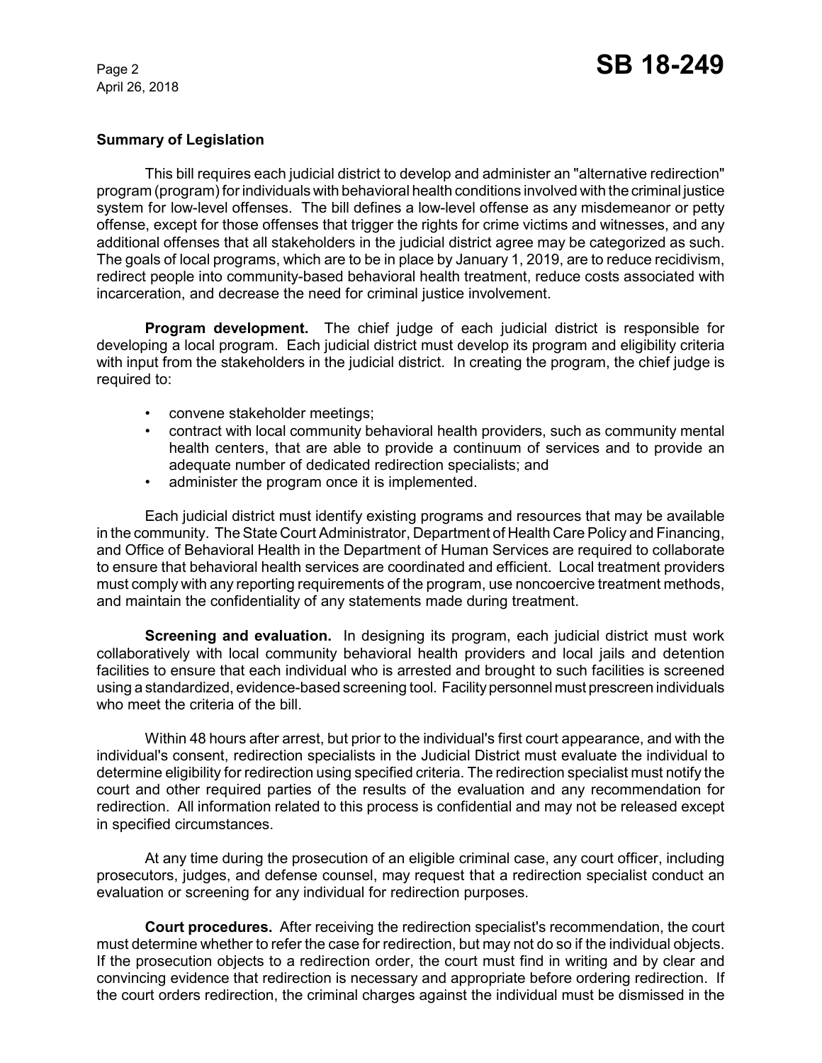## Summary of Legislation

This bill requires each judicial district to develop and administer an "alternative redirection" program (program) for individuals with behavioral health conditions involved with the criminal justice system for low-level offenses. The bill defines a low-level offense as any misdemeanor or petty offense, except for those offenses that trigger the rights for crime victims and witnesses, and any additional offenses that all stakeholders in the judicial district agree may be categorized as such. The goals of local programs, which are to be in place by January 1, 2019, are to reduce recidivism, redirect people into community-based behavioral health treatment, reduce costs associated with incarceration, and decrease the need for criminal justice involvement.

**Program development.** The chief judge of each judicial district is responsible for developing a local program. Each judicial district must develop its program and eligibility criteria with input from the stakeholders in the judicial district. In creating the program, the chief judge is required to:

- convene stakeholder meetings;
- contract with local community behavioral health providers, such as community mental health centers, that are able to provide a continuum of services and to provide an adequate number of dedicated redirection specialists; and
- administer the program once it is implemented.

Each judicial district must identify existing programs and resources that may be available in the community. The State Court Administrator, Department of Health Care Policy and Financing, and Office of Behavioral Health in the Department of Human Services are required to collaborate to ensure that behavioral health services are coordinated and efficient. Local treatment providers must comply with any reporting requirements of the program, use noncoercive treatment methods, and maintain the confidentiality of any statements made during treatment.

**Screening and evaluation.** In designing its program, each judicial district must work collaboratively with local community behavioral health providers and local jails and detention facilities to ensure that each individual who is arrested and brought to such facilities is screened using a standardized, evidence-based screening tool. Facility personnel must prescreen individuals who meet the criteria of the bill.

Within 48 hours after arrest, but prior to the individual's first court appearance, and with the individual's consent, redirection specialists in the Judicial District must evaluate the individual to determine eligibility for redirection using specified criteria. The redirection specialist must notify the court and other required parties of the results of the evaluation and any recommendation for redirection. All information related to this process is confidential and may not be released except in specified circumstances.

At any time during the prosecution of an eligible criminal case, any court officer, including prosecutors, judges, and defense counsel, may request that a redirection specialist conduct an evaluation or screening for any individual for redirection purposes.

**Court procedures.** After receiving the redirection specialist's recommendation, the court must determine whether to refer the case for redirection, but may not do so if the individual objects. If the prosecution objects to a redirection order, the court must find in writing and by clear and convincing evidence that redirection is necessary and appropriate before ordering redirection. If the court orders redirection, the criminal charges against the individual must be dismissed in the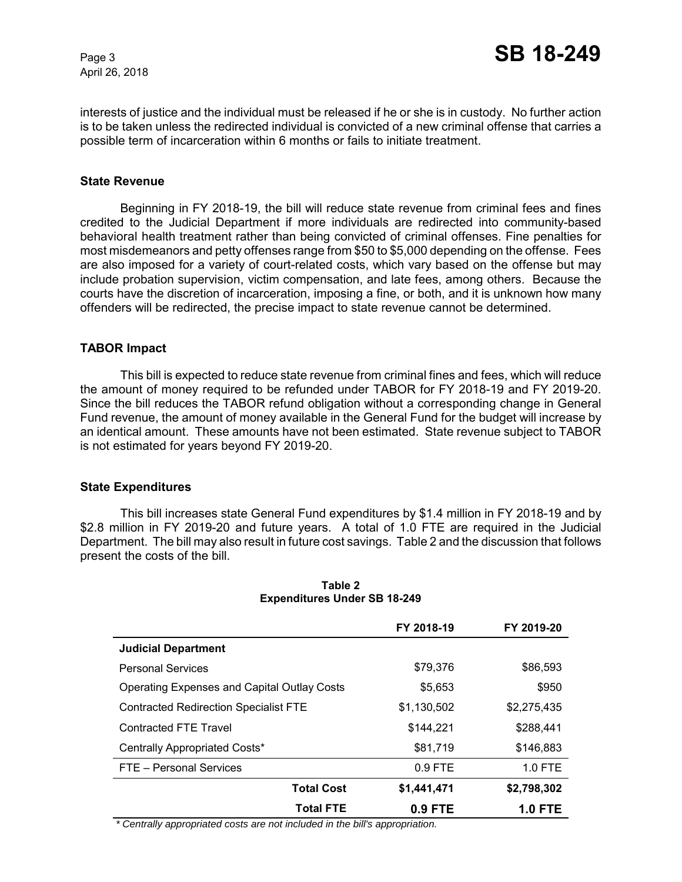interests of justice and the individual must be released if he or she is in custody. No further action is to be taken unless the redirected individual is convicted of a new criminal offense that carries a possible term of incarceration within 6 months or fails to initiate treatment.

### State Revenue

Beginning in FY 2018-19, the bill will reduce state revenue from criminal fees and fines credited to the Judicial Department if more individuals are redirected into community-based behavioral health treatment rather than being convicted of criminal offenses. Fine penalties for most misdemeanors and petty offenses range from $50 to $5,000 depending on the offense. Fees are also imposed for a variety of court-related costs, which vary based on the offense but may include probation supervision, victim compensation, and late fees, among others. Because the courts have the discretion of incarceration, imposing a fine, or both, and it is unknown how many offenders will be redirected, the precise impact to state revenue cannot be determined.

### TABOR Impact

This bill is expected to reduce state revenue from criminal fines and fees, which will reduce the amount of money required to be refunded under TABOR for FY 2018-19 and FY 2019-20. Since the bill reduces the TABOR refund obligation without a corresponding change in General Fund revenue, the amount of money available in the General Fund for the budget will increase by an identical amount. These amounts have not been estimated. State revenue subject to TABOR is not estimated for years beyond FY 2019-20.

### State Expenditures

This bill increases state General Fund expenditures by $1.4 million in FY 2018-19 and by $2.8 million in FY 2019-20 and future years. A total of 1.0 FTE are required in the Judicial Department. The bill may also result in future cost savings. Table 2 and the discussion that follows present the costs of the bill.

**Table 2**
**Expenditures Under SB 18-249**

| | FY 2018-19 | FY 2019-20 |
|---|---|---|
| **Judicial Department** | | |
| Personal Services | $79,376 | $86,593 |
| Operating Expenses and Capital Outlay Costs | $5,653 | $950 |
| Contracted Redirection Specialist FTE | $1,130,502 | $2,275,435 |
| Contracted FTE Travel | $144,221 | $288,441 |
| Centrally Appropriated Costs* | $81,719 | $146,883 |
| FTE – Personal Services | 0.9 FTE | 1.0 FTE |
| **Total Cost** | **$1,441,471** | **$2,798,302** |
| **Total FTE** | **0.9 FTE** | **1.0 FTE** |

*\* Centrally appropriated costs are not included in the bill's appropriation.*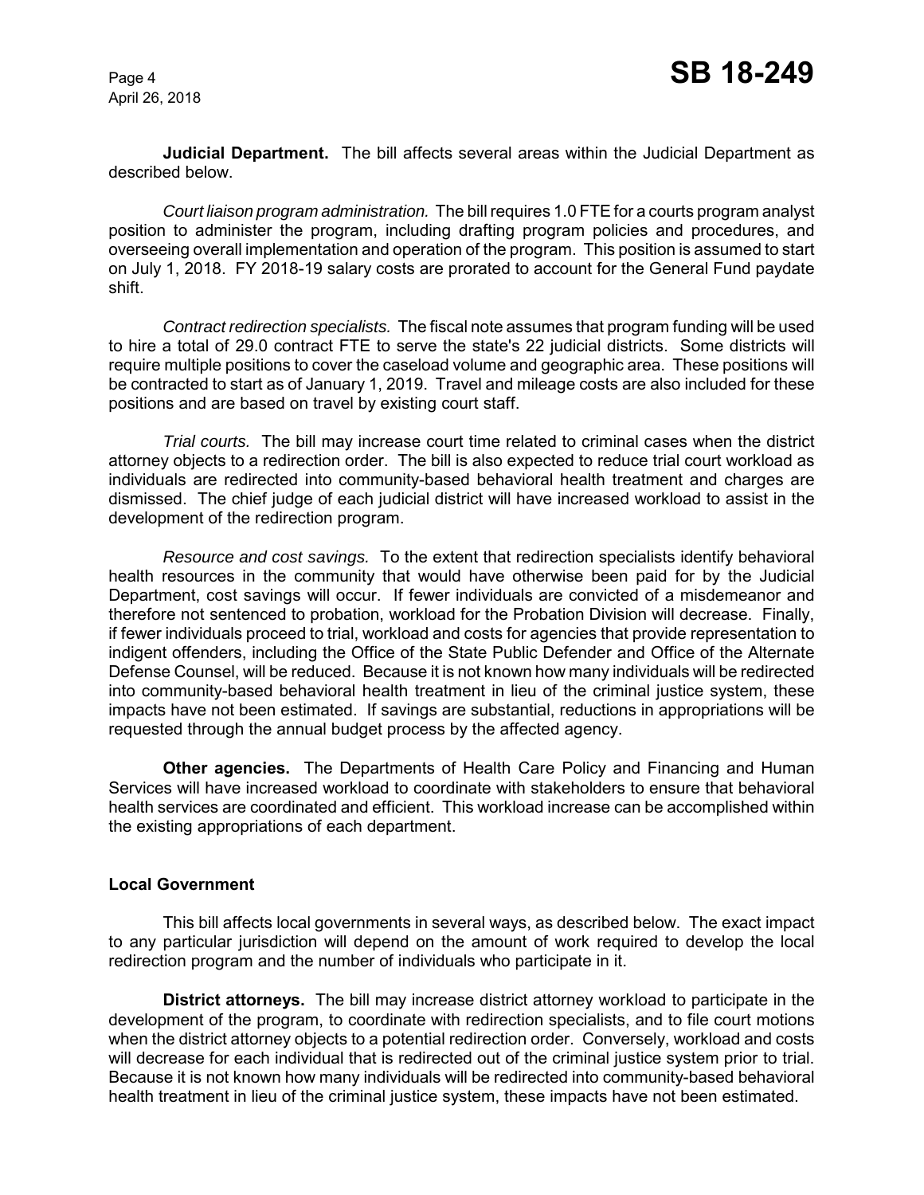**Judicial Department.** The bill affects several areas within the Judicial Department as described below.

*Court liaison program administration.* The bill requires 1.0 FTE for a courts program analyst position to administer the program, including drafting program policies and procedures, and overseeing overall implementation and operation of the program. This position is assumed to start on July 1, 2018. FY 2018-19 salary costs are prorated to account for the General Fund paydate shift.

*Contract redirection specialists.* The fiscal note assumes that program funding will be used to hire a total of 29.0 contract FTE to serve the state's 22 judicial districts. Some districts will require multiple positions to cover the caseload volume and geographic area. These positions will be contracted to start as of January 1, 2019. Travel and mileage costs are also included for these positions and are based on travel by existing court staff.

*Trial courts.* The bill may increase court time related to criminal cases when the district attorney objects to a redirection order. The bill is also expected to reduce trial court workload as individuals are redirected into community-based behavioral health treatment and charges are dismissed. The chief judge of each judicial district will have increased workload to assist in the development of the redirection program.

*Resource and cost savings.* To the extent that redirection specialists identify behavioral health resources in the community that would have otherwise been paid for by the Judicial Department, cost savings will occur. If fewer individuals are convicted of a misdemeanor and therefore not sentenced to probation, workload for the Probation Division will decrease. Finally, if fewer individuals proceed to trial, workload and costs for agencies that provide representation to indigent offenders, including the Office of the State Public Defender and Office of the Alternate Defense Counsel, will be reduced. Because it is not known how many individuals will be redirected into community-based behavioral health treatment in lieu of the criminal justice system, these impacts have not been estimated. If savings are substantial, reductions in appropriations will be requested through the annual budget process by the affected agency.

**Other agencies.** The Departments of Health Care Policy and Financing and Human Services will have increased workload to coordinate with stakeholders to ensure that behavioral health services are coordinated and efficient. This workload increase can be accomplished within the existing appropriations of each department.

## Local Government

This bill affects local governments in several ways, as described below. The exact impact to any particular jurisdiction will depend on the amount of work required to develop the local redirection program and the number of individuals who participate in it.

**District attorneys.** The bill may increase district attorney workload to participate in the development of the program, to coordinate with redirection specialists, and to file court motions when the district attorney objects to a potential redirection order. Conversely, workload and costs will decrease for each individual that is redirected out of the criminal justice system prior to trial. Because it is not known how many individuals will be redirected into community-based behavioral health treatment in lieu of the criminal justice system, these impacts have not been estimated.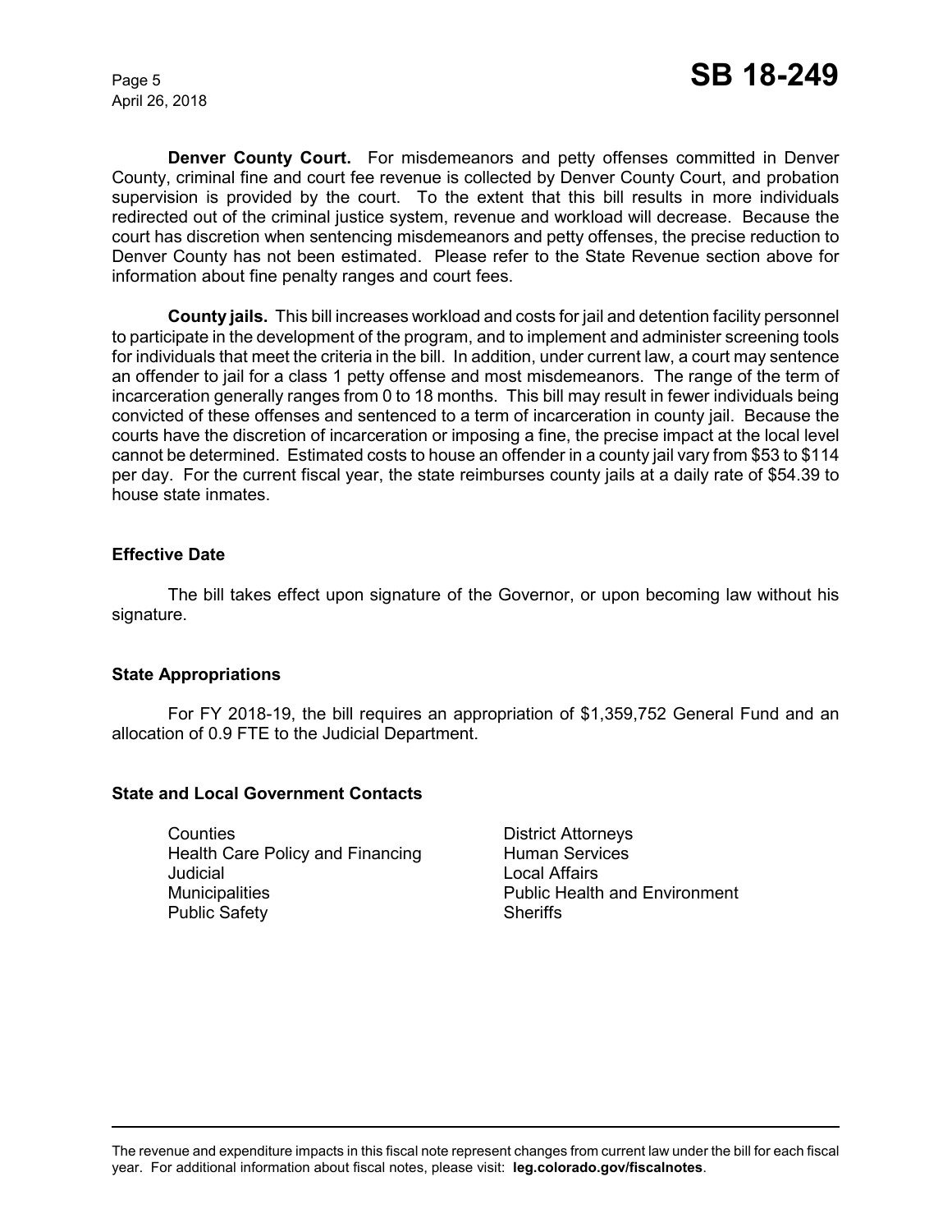**Denver County Court.** For misdemeanors and petty offenses committed in Denver County, criminal fine and court fee revenue is collected by Denver County Court, and probation supervision is provided by the court. To the extent that this bill results in more individuals redirected out of the criminal justice system, revenue and workload will decrease. Because the court has discretion when sentencing misdemeanors and petty offenses, the precise reduction to Denver County has not been estimated. Please refer to the State Revenue section above for information about fine penalty ranges and court fees.

**County jails.** This bill increases workload and costs for jail and detention facility personnel to participate in the development of the program, and to implement and administer screening tools for individuals that meet the criteria in the bill. In addition, under current law, a court may sentence an offender to jail for a class 1 petty offense and most misdemeanors. The range of the term of incarceration generally ranges from 0 to 18 months. This bill may result in fewer individuals being convicted of these offenses and sentenced to a term of incarceration in county jail. Because the courts have the discretion of incarceration or imposing a fine, the precise impact at the local level cannot be determined. Estimated costs to house an offender in a county jail vary from $53 to $114 per day. For the current fiscal year, the state reimburses county jails at a daily rate of $54.39 to house state inmates.

## Effective Date

The bill takes effect upon signature of the Governor, or upon becoming law without his signature.

## State Appropriations

For FY 2018-19, the bill requires an appropriation of $1,359,752 General Fund and an allocation of 0.9 FTE to the Judicial Department.

## State and Local Government Contacts

| | |
|---|---|
| Counties | District Attorneys |
| Health Care Policy and Financing | Human Services |
| Judicial | Local Affairs |
| Municipalities | Public Health and Environment |
| Public Safety | Sheriffs |

The revenue and expenditure impacts in this fiscal note represent changes from current law under the bill for each fiscal year. For additional information about fiscal notes, please visit: **leg.colorado.gov/fiscalnotes**.